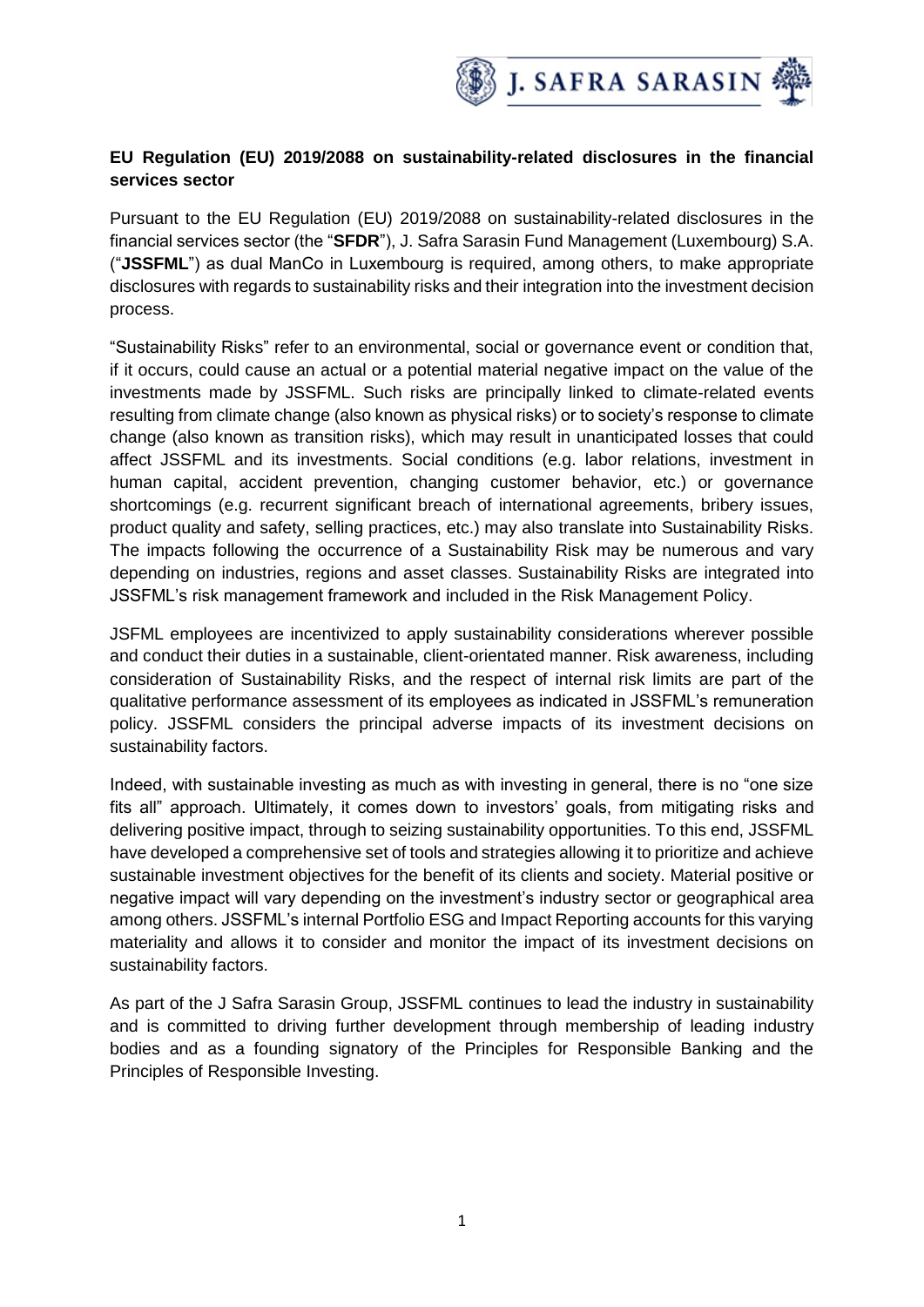**EU Regulation (EU) 2019/2088 on sustainability-related disclosures in the financial services sector**

Pursuant to the EU Regulation (EU) 2019/2088 on sustainability-related disclosures in the financial services sector (the "**SFDR**"), J. Safra Sarasin Fund Management (Luxembourg) S.A. ("**JSSFML**") as dual ManCo in Luxembourg is required, among others, to make appropriate disclosures with regards to sustainability risks and their integration into the investment decision process.

"Sustainability Risks" refer to an environmental, social or governance event or condition that, if it occurs, could cause an actual or a potential material negative impact on the value of the investments made by JSSFML. Such risks are principally linked to climate-related events resulting from climate change (also known as physical risks) or to society's response to climate change (also known as transition risks), which may result in unanticipated losses that could affect JSSFML and its investments. Social conditions (e.g. labor relations, investment in human capital, accident prevention, changing customer behavior, etc.) or governance shortcomings (e.g. recurrent significant breach of international agreements, bribery issues, product quality and safety, selling practices, etc.) may also translate into Sustainability Risks. The impacts following the occurrence of a Sustainability Risk may be numerous and vary depending on industries, regions and asset classes. Sustainability Risks are integrated into JSSFML's risk management framework and included in the Risk Management Policy.

JSFML employees are incentivized to apply sustainability considerations wherever possible and conduct their duties in a sustainable, client-orientated manner. Risk awareness, including consideration of Sustainability Risks, and the respect of internal risk limits are part of the qualitative performance assessment of its employees as indicated in JSSFML's remuneration policy. JSSFML considers the principal adverse impacts of its investment decisions on sustainability factors.

Indeed, with sustainable investing as much as with investing in general, there is no "one size fits all" approach. Ultimately, it comes down to investors' goals, from mitigating risks and delivering positive impact, through to seizing sustainability opportunities. To this end, JSSFML have developed a comprehensive set of tools and strategies allowing it to prioritize and achieve sustainable investment objectives for the benefit of its clients and society. Material positive or negative impact will vary depending on the investment's industry sector or geographical area among others. JSSFML's internal Portfolio ESG and Impact Reporting accounts for this varying materiality and allows it to consider and monitor the impact of its investment decisions on sustainability factors.

As part of the J Safra Sarasin Group, JSSFML continues to lead the industry in sustainability and is committed to driving further development through membership of leading industry bodies and as a founding signatory of the Principles for Responsible Banking and the Principles of Responsible Investing.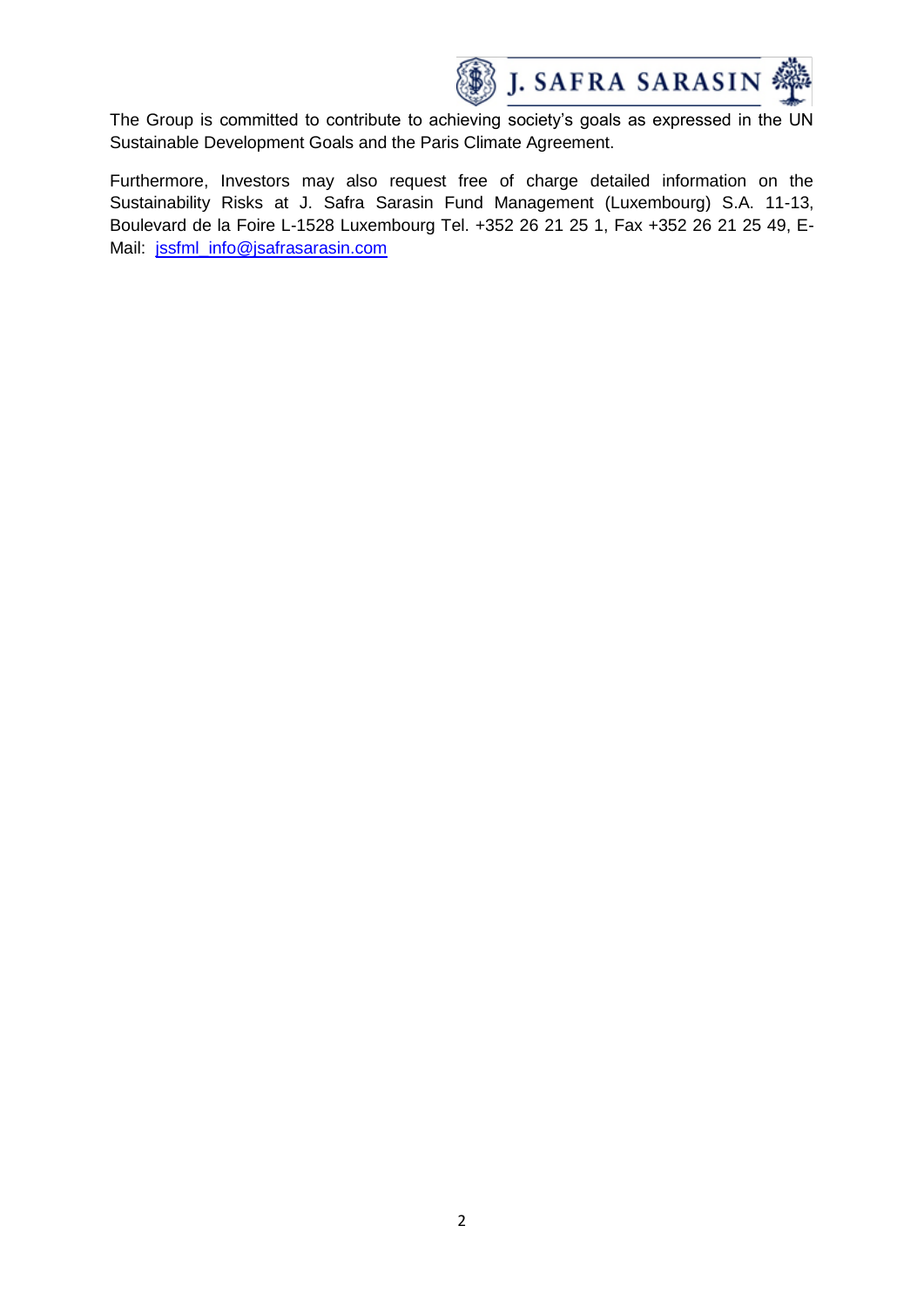The Group is committed to contribute to achieving society's goals as expressed in the UN Sustainable Development Goals and the Paris Climate Agreement.

Furthermore, Investors may also request free of charge detailed information on the Sustainability Risks at J. Safra Sarasin Fund Management (Luxembourg) S.A. 11-13, Boulevard de la Foire L-1528 Luxembourg Tel. +352 26 21 25 1, Fax +352 26 21 25 49, E-Mail: jssfml_info@jsafrasarasin.com